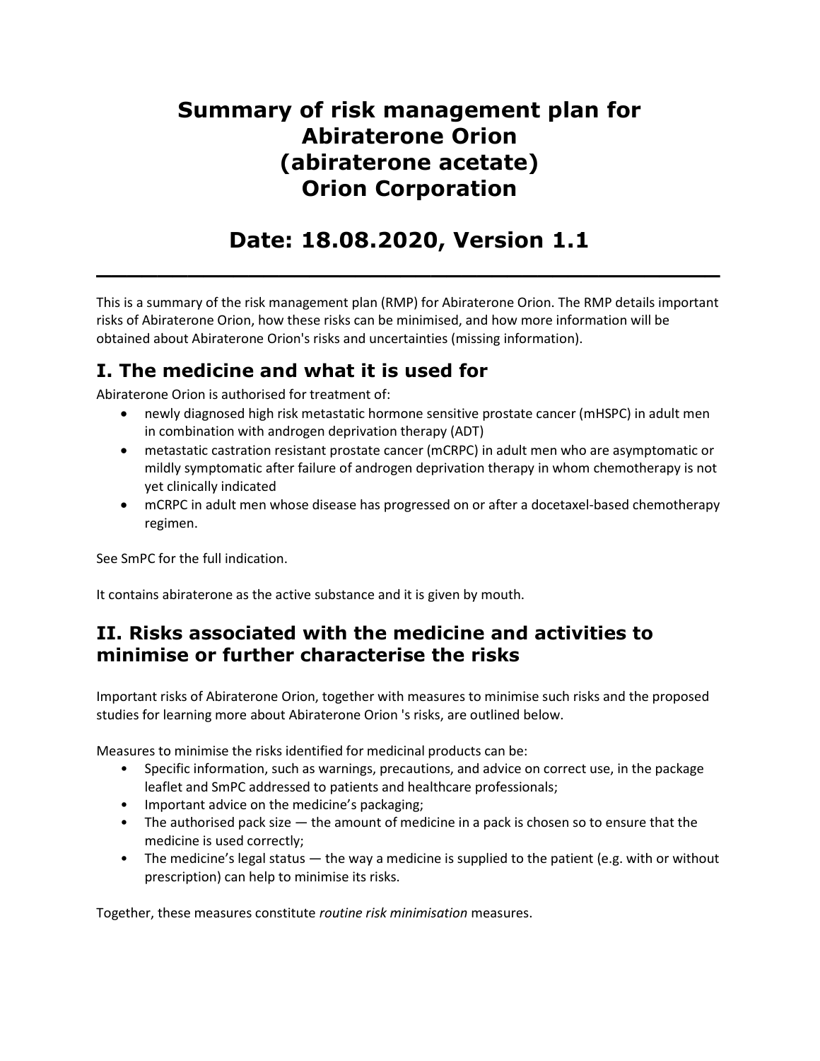# Summary of risk management plan for Abiraterone Orion (abiraterone acetate) Orion Corporation

# Date: 18.08.2020, Version 1.1

---

This is a summary of the risk management plan (RMP) for Abiraterone Orion. The RMP details important risks of Abiraterone Orion, how these risks can be minimised, and how more information will be obtained about Abiraterone Orion's risks and uncertainties (missing information).

## I. The medicine and what it is used for

Abiraterone Orion is authorised for treatment of:

- newly diagnosed high risk metastatic hormone sensitive prostate cancer (mHSPC) in adult men in combination with androgen deprivation therapy (ADT)
- metastatic castration resistant prostate cancer (mCRPC) in adult men who are asymptomatic or mildly symptomatic after failure of androgen deprivation therapy in whom chemotherapy is not yet clinically indicated
- mCRPC in adult men whose disease has progressed on or after a docetaxel-based chemotherapy regimen.

See SmPC for the full indication.

It contains abiraterone as the active substance and it is given by mouth.

## II. Risks associated with the medicine and activities to minimise or further characterise the risks

Important risks of Abiraterone Orion, together with measures to minimise such risks and the proposed studies for learning more about Abiraterone Orion 's risks, are outlined below.

Measures to minimise the risks identified for medicinal products can be:

- Specific information, such as warnings, precautions, and advice on correct use, in the package leaflet and SmPC addressed to patients and healthcare professionals;
- Important advice on the medicine's packaging;
- The authorised pack size — the amount of medicine in a pack is chosen so to ensure that the medicine is used correctly;
- The medicine's legal status — the way a medicine is supplied to the patient (e.g. with or without prescription) can help to minimise its risks.

Together, these measures constitute *routine risk minimisation* measures.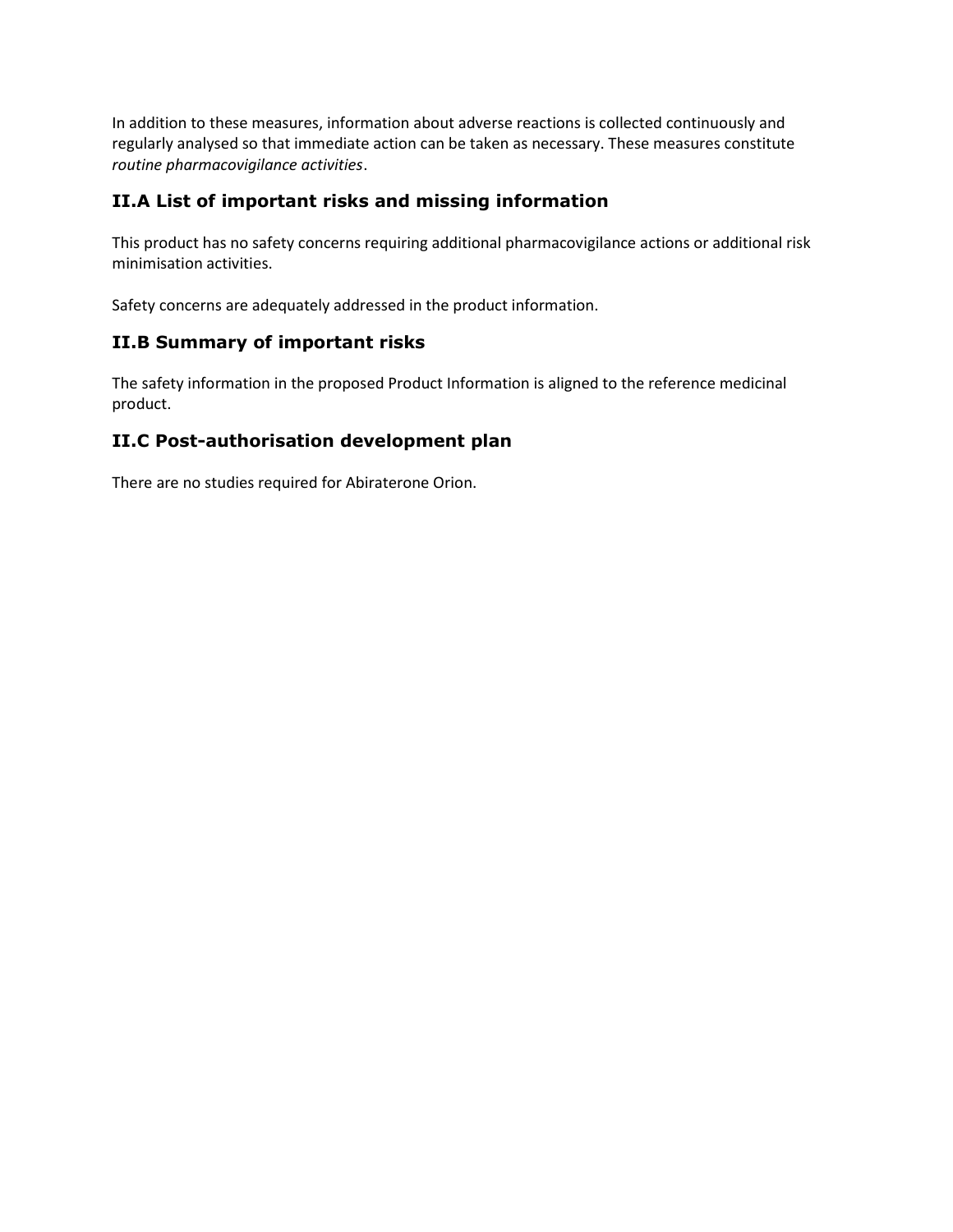In addition to these measures, information about adverse reactions is collected continuously and regularly analysed so that immediate action can be taken as necessary. These measures constitute *routine pharmacovigilance activities*.

## II.A List of important risks and missing information

This product has no safety concerns requiring additional pharmacovigilance actions or additional risk minimisation activities.

Safety concerns are adequately addressed in the product information.

## II.B Summary of important risks

The safety information in the proposed Product Information is aligned to the reference medicinal product.

## II.C Post-authorisation development plan

There are no studies required for Abiraterone Orion.